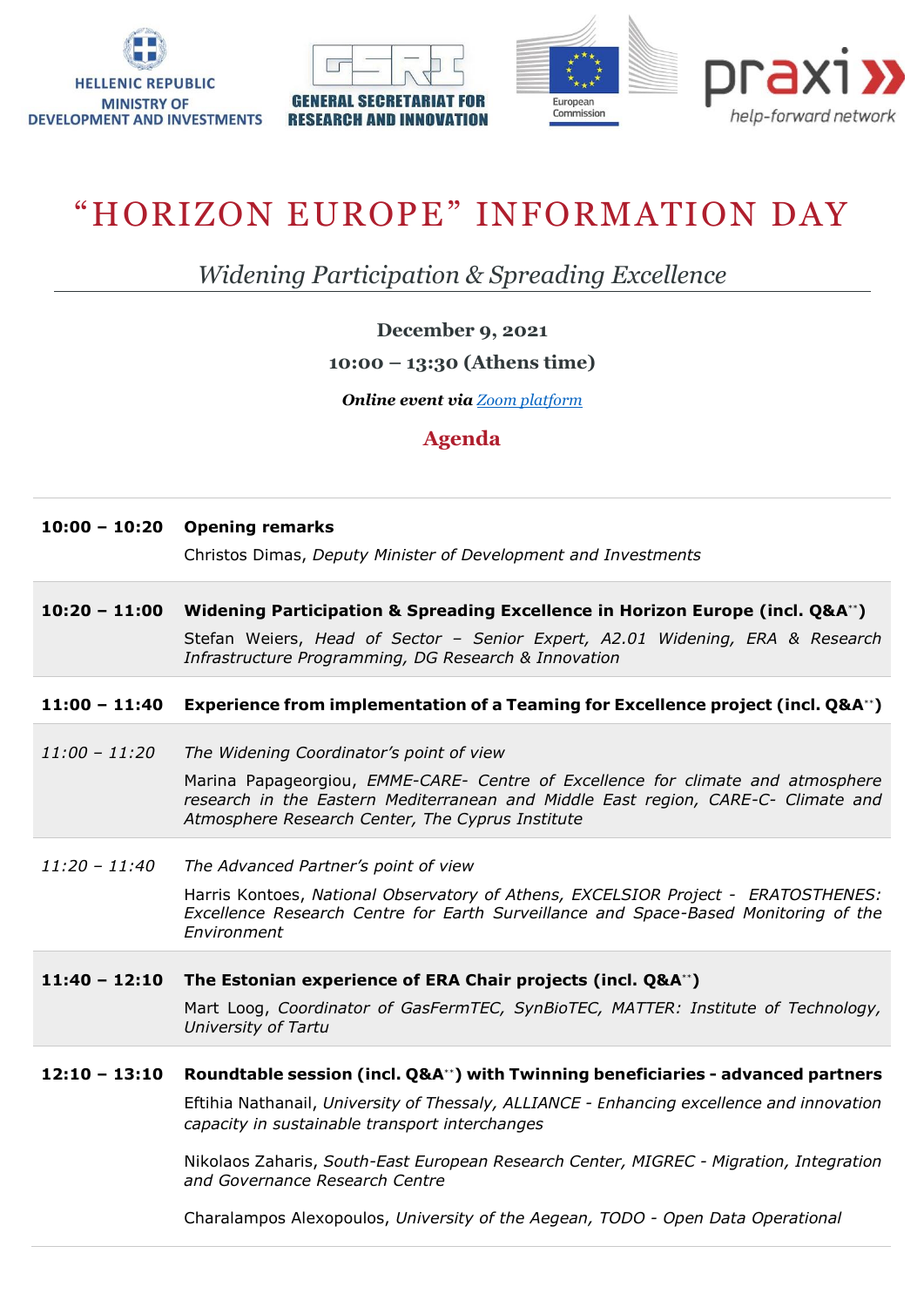HELLENIC REPUBLIC
MINISTRY OF DEVELOPMENT AND INVESTMENTS

GENERAL SECRETARIAT FOR RESEARCH AND INNOVATION

European Commission

praxi help-forward network

# "HORIZON EUROPE" INFORMATION DAY

## *Widening Participation & Spreading Excellence*

**December 9, 2021**

**10:00 – 13:30 (Athens time)**

***Online event via*** [Zoom platform]()

## Agenda

| | |
|---|---|
| **10:00 – 10:20** | **Opening remarks**<br>Christos Dimas, *Deputy Minister of Development and Investments* |
| **10:20 – 11:00** | **Widening Participation & Spreading Excellence in Horizon Europe (incl. Q&A\*\*)**<br>Stefan Weiers, *Head of Sector – Senior Expert, A2.01 Widening, ERA & Research Infrastructure Programming, DG Research & Innovation* |
| **11:00 – 11:40** | **Experience from implementation of a Teaming for Excellence project (incl. Q&A\*\*)** |
| *11:00 – 11:20* | *The Widening Coordinator's point of view*<br>Marina Papageorgiou, *EMME-CARE- Centre of Excellence for climate and atmosphere research in the Eastern Mediterranean and Middle East region, CARE-C- Climate and Atmosphere Research Center, The Cyprus Institute* |
| *11:20 – 11:40* | *The Advanced Partner's point of view*<br>Harris Kontoes, *National Observatory of Athens, EXCELSIOR Project - ERATOSTHENES: Excellence Research Centre for Earth Surveillance and Space-Based Monitoring of the Environment* |
| **11:40 – 12:10** | **The Estonian experience of ERA Chair projects (incl. Q&A\*\*)**<br>Mart Loog, *Coordinator of GasFermTEC, SynBioTEC, MATTER: Institute of Technology, University of Tartu* |
| **12:10 – 13:10** | **Roundtable session (incl. Q&A\*\*) with Twinning beneficiaries - advanced partners**<br>Eftihia Nathanail, *University of Thessaly, ALLIANCE - Enhancing excellence and innovation capacity in sustainable transport interchanges*<br><br>Nikolaos Zaharis, *South-East European Research Center, MIGREC - Migration, Integration and Governance Research Centre*<br><br>Charalampos Alexopoulos, *University of the Aegean, TODO - Open Data Operational* |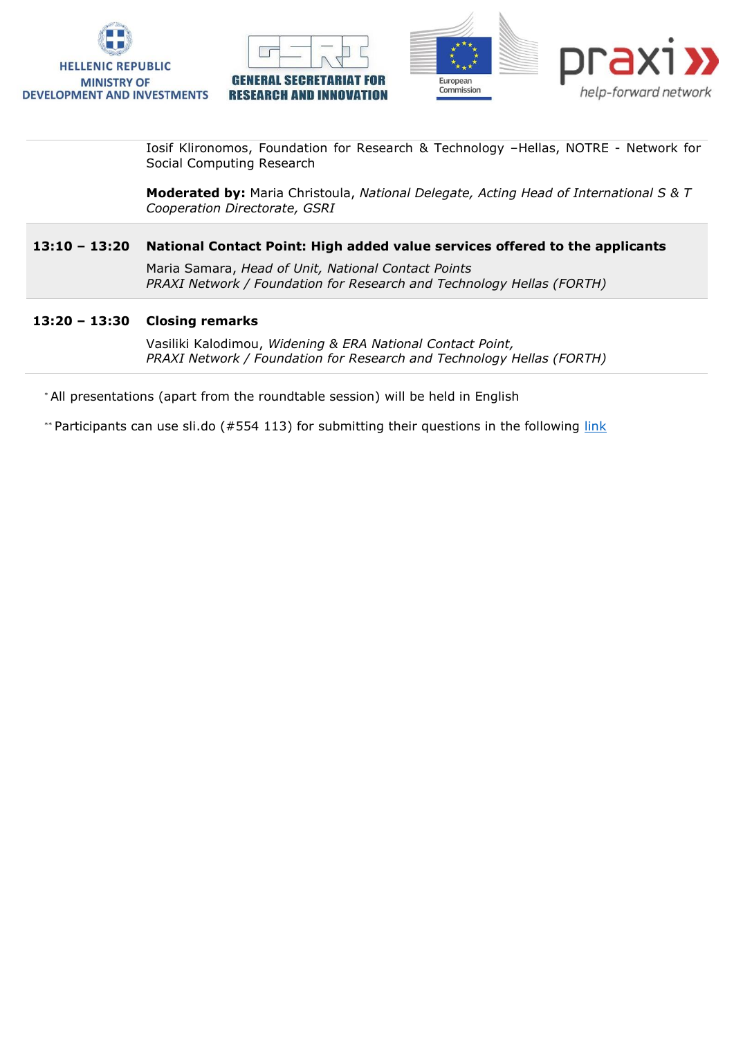| | |
|---|---|
| | Iosif Klironomos, Foundation for Research & Technology –Hellas, NOTRE - Network for Social Computing Research<br><br>**Moderated by:** Maria Christoula, *National Delegate, Acting Head of International S & T Cooperation Directorate, GSRI* |
| **13:10 – 13:20** | **National Contact Point: High added value services offered to the applicants**<br><br>Maria Samara, *Head of Unit, National Contact Points*<br>*PRAXI Network / Foundation for Research and Technology Hellas (FORTH)* |
| **13:20 – 13:30** | **Closing remarks**<br><br>Vasiliki Kalodimou, *Widening & ERA National Contact Point,*<br>*PRAXI Network / Foundation for Research and Technology Hellas (FORTH)* |

* All presentations (apart from the roundtable session) will be held in English

** Participants can use sli.do (#554 113) for submitting their questions in the following link